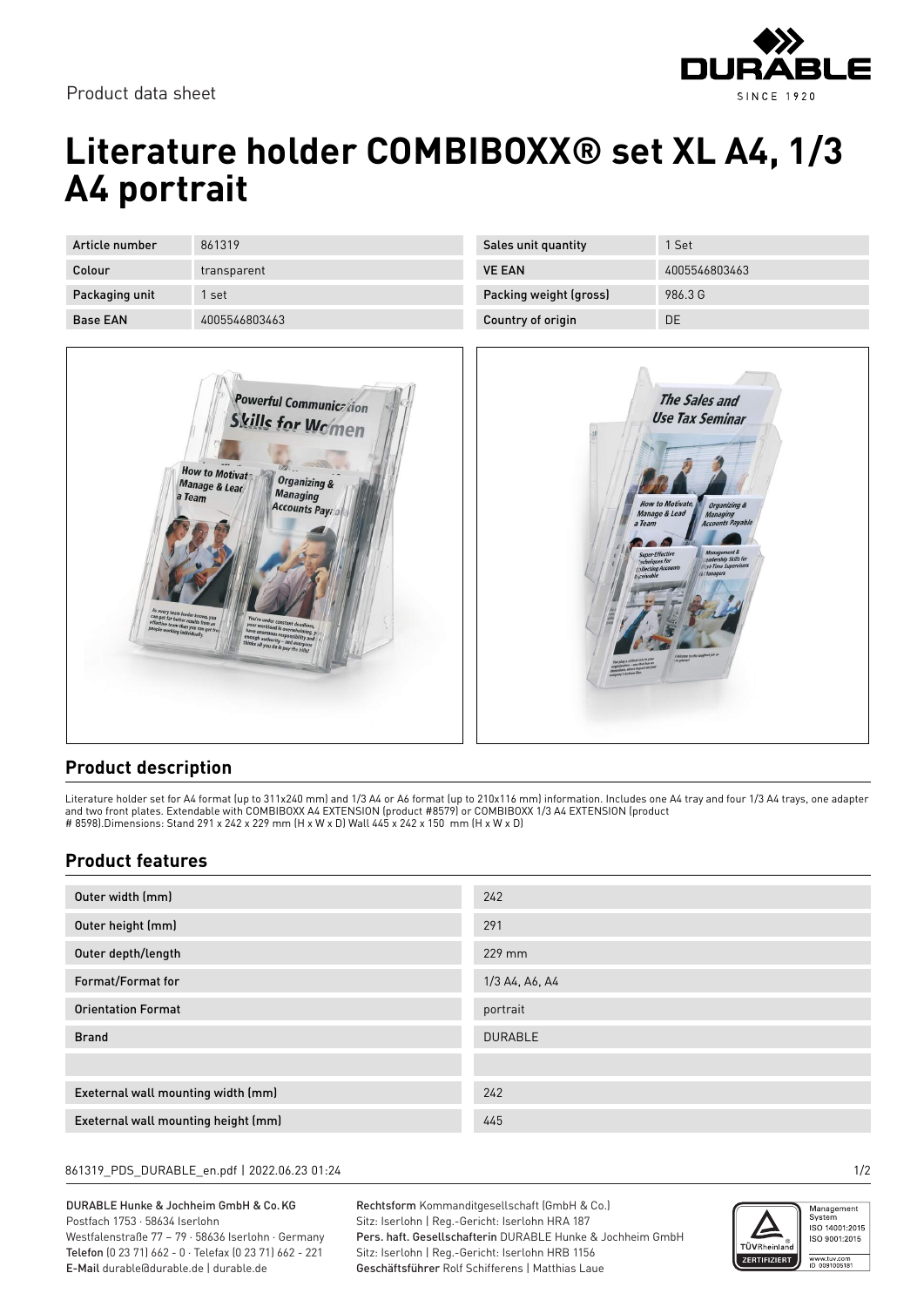Product data sheet

# Literature holder COMBIBOXX® set XL A4, 1/3 A4 portrait

| Article number | 861319 | Sales unit quantity | 1 Set |
|---|---|---|---|
| Colour | transparent | VE EAN | 4005546803463 |
| Packaging unit | 1 set | Packing weight (gross) | 986.3 G |
| Base EAN | 4005546803463 | Country of origin | DE |

## Product description

Literature holder set for A4 format (up to 311x240 mm) and 1/3 A4 or A6 format (up to 210x116 mm) information. Includes one A4 tray and four 1/3 A4 trays, one adapter and two front plates. Extendable with COMBIBOXX A4 EXTENSION (product #8579) or COMBIBOXX 1/3 A4 EXTENSION (product # 8598).Dimensions: Stand 291 x 242 x 229 mm (H x W x D) Wall 445 x 242 x 150 mm (H x W x D)

## Product features

| | |
|---|---|
| Outer width (mm) | 242 |
| Outer height (mm) | 291 |
| Outer depth/length | 229 mm |
| Format/Format for | 1/3 A4, A6, A4 |
| Orientation Format | portrait |
| Brand | DURABLE |
| | |
| Exeternal wall mounting width (mm) | 242 |
| Exeternal wall mounting height (mm) | 445 |

DURABLE Hunke & Jochheim GmbH & Co.KG
Postfach 1753 · 58634 Iserlohn
Westfalenstraße 77 – 79 · 58636 Iserlohn · Germany
Telefon (0 23 71) 662 - 0 · Telefax (0 23 71) 662 - 221
E-Mail durable@durable.de | durable.de

Rechtsform Kommanditgesellschaft (GmbH & Co.)
Sitz: Iserlohn | Reg.-Gericht: Iserlohn HRA 187
Pers. haft. Gesellschafterin DURABLE Hunke & Jochheim GmbH
Sitz: Iserlohn | Reg.-Gericht: Iserlohn HRB 1156
Geschäftsführer Rolf Schifferens | Matthias Laue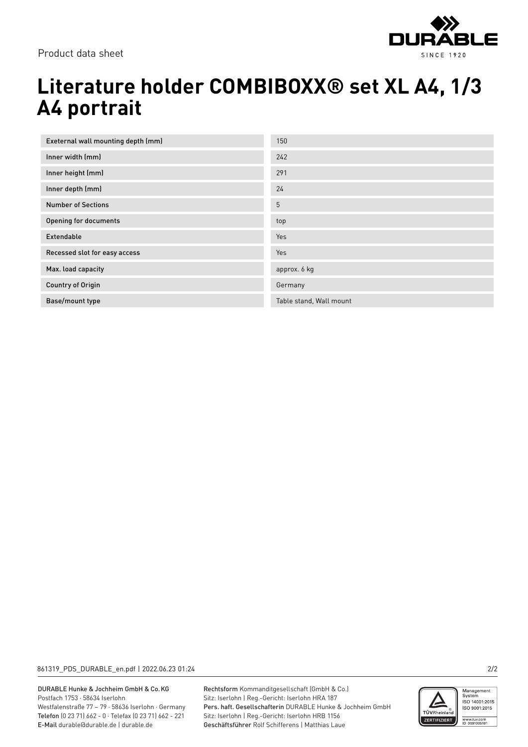# Literature holder COMBIBOXX® set XL A4, 1/3 A4 portrait

| | |
|---|---|
| Exeternal wall mounting depth (mm) | 150 |
| Inner width (mm) | 242 |
| Inner height (mm) | 291 |
| Inner depth (mm) | 24 |
| Number of Sections | 5 |
| Opening for documents | top |
| Extendable | Yes |
| Recessed slot for easy access | Yes |
| Max. load capacity | approx. 6 kg |
| Country of Origin | Germany |
| Base/mount type | Table stand, Wall mount |